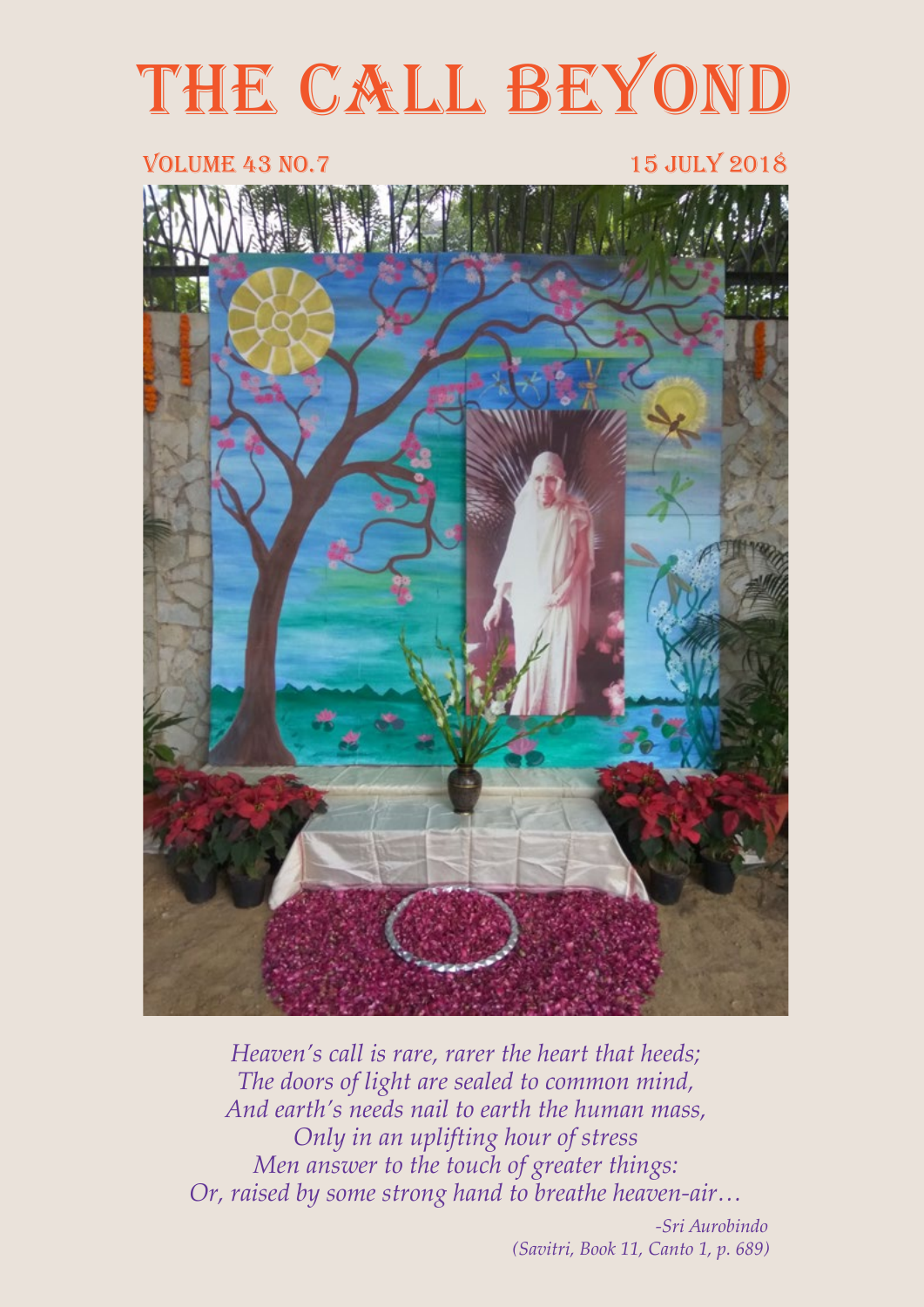# THE CALL BEYOND

VOLUME 43 NO.7 15 JULY 2018

*Heaven's call is rare, rarer the heart that heeds;*
*The doors of light are sealed to common mind,*
*And earth's needs nail to earth the human mass,*
*Only in an uplifting hour of stress*
*Men answer to the touch of greater things:*
*Or, raised by some strong hand to breathe heaven-air…*

*-Sri Aurobindo*
*(Savitri, Book 11, Canto 1, p. 689)*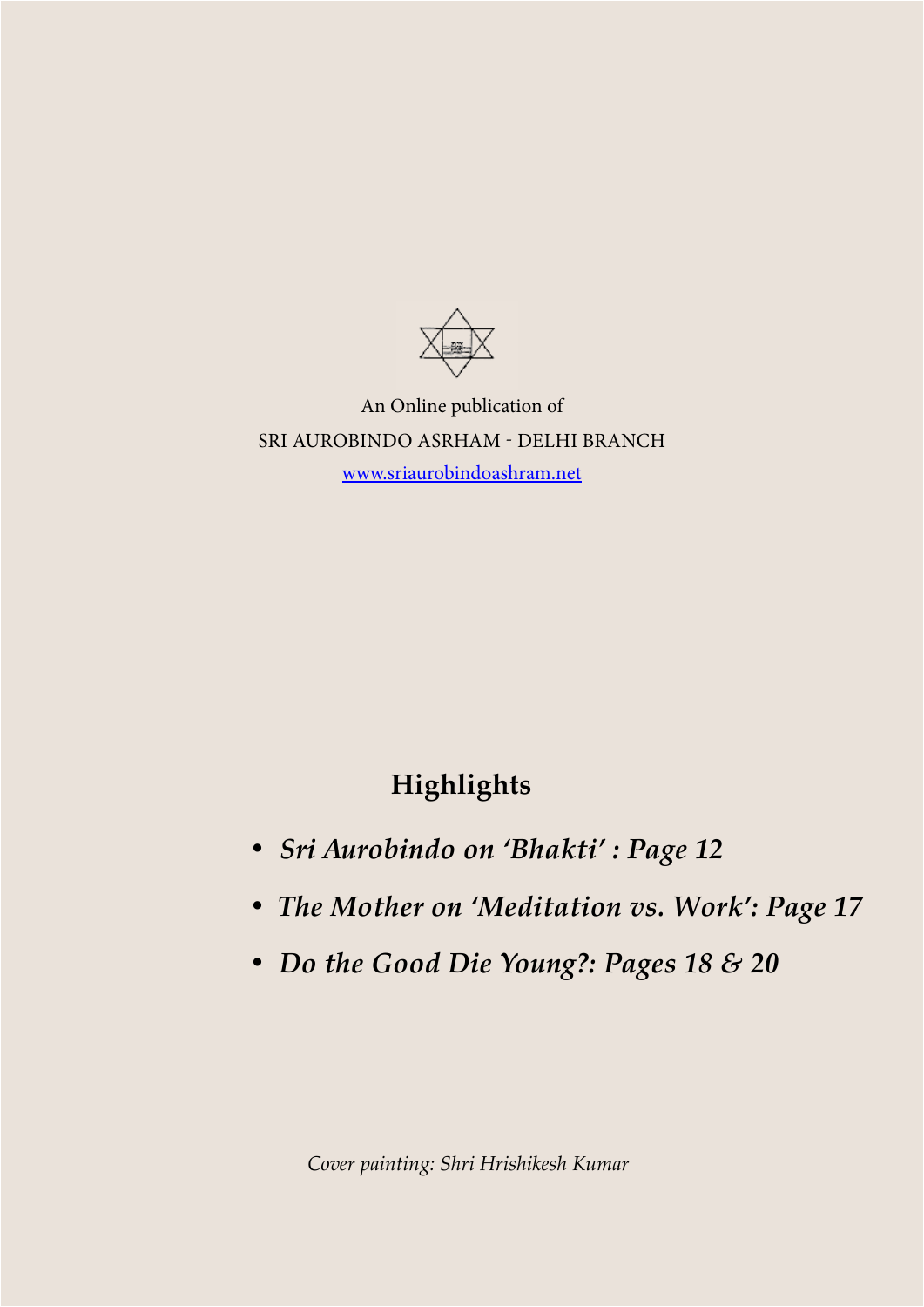An Online publication of

SRI AUROBINDO ASRHAM - DELHI BRANCH

www.sriaurobindoashram.net

## Highlights

- *Sri Aurobindo on 'Bhakti' : Page 12*
- *The Mother on 'Meditation vs. Work': Page 17*
- *Do the Good Die Young?: Pages 18 & 20*

*Cover painting: Shri Hrishikesh Kumar*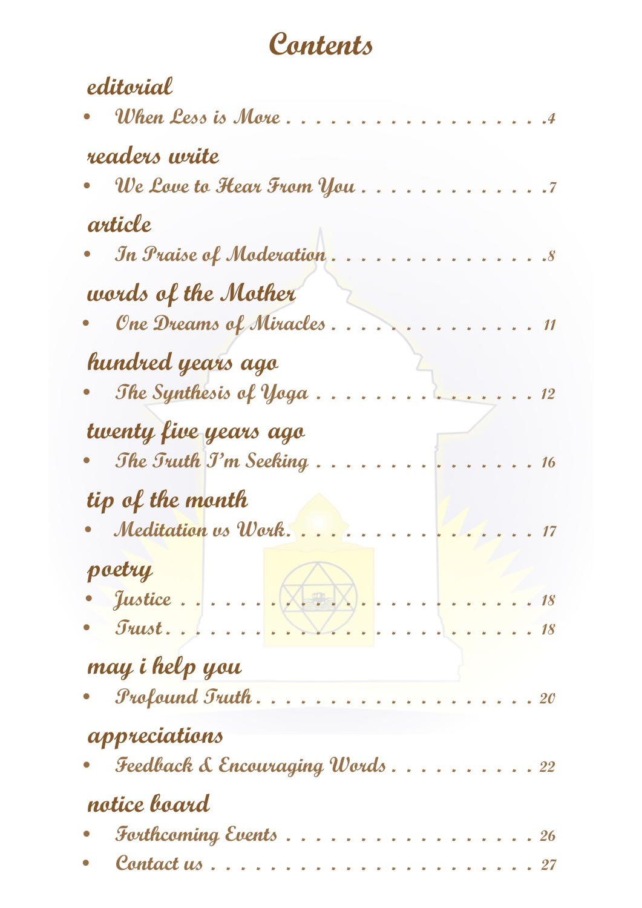# Contents

## editorial

- *When Less is More* . . . . . . . . . . . . . . . . . . . 4

## readers write

- *We Love to Hear From You* . . . . . . . . . . . . . 7

## article

- *In Praise of Moderation* . . . . . . . . . . . . . . . 8

## words of the Mother

- *One Dreams of Miracles* . . . . . . . . . . . . . . . 11

## hundred years ago

- *The Synthesis of Yoga* . . . . . . . . . . . . . . . . 12

## twenty five years ago

- *The Truth I'm Seeking* . . . . . . . . . . . . . . . . 16

## tip of the month

- *Meditation vs Work* . . . . . . . . . . . . . . . . . . 17

## poetry

- *Justice* . . . . . . . . . . . . . . . . . . . . . . . . . 18
- *Trust* . . . . . . . . . . . . . . . . . . . . . . . . . . 18

## may i help you

- *Profound Truth* . . . . . . . . . . . . . . . . . . . . . 20

## appreciations

- *Feedback & Encouraging Words* . . . . . . . . . . 22

## notice board

- *Forthcoming Events* . . . . . . . . . . . . . . . . . . 26
- *Contact us* . . . . . . . . . . . . . . . . . . . . . . . 27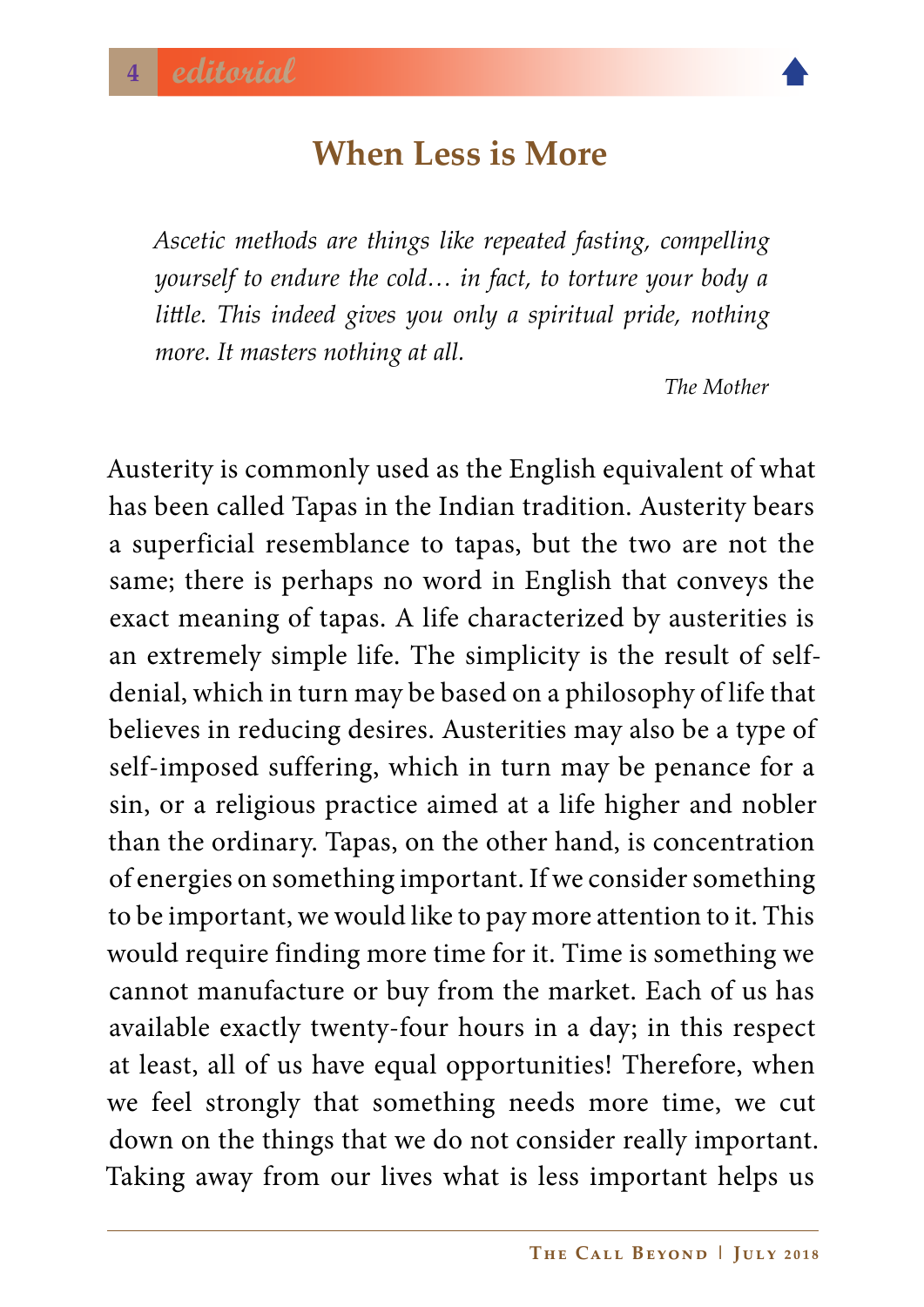# When Less is More

> *Ascetic methods are things like repeated fasting, compelling yourself to endure the cold… in fact, to torture your body a little. This indeed gives you only a spiritual pride, nothing more. It masters nothing at all.*
>
> *The Mother*

Austerity is commonly used as the English equivalent of what has been called Tapas in the Indian tradition. Austerity bears a superficial resemblance to tapas, but the two are not the same; there is perhaps no word in English that conveys the exact meaning of tapas. A life characterized by austerities is an extremely simple life. The simplicity is the result of self-denial, which in turn may be based on a philosophy of life that believes in reducing desires. Austerities may also be a type of self-imposed suffering, which in turn may be penance for a sin, or a religious practice aimed at a life higher and nobler than the ordinary. Tapas, on the other hand, is concentration of energies on something important. If we consider something to be important, we would like to pay more attention to it. This would require finding more time for it. Time is something we cannot manufacture or buy from the market. Each of us has available exactly twenty-four hours in a day; in this respect at least, all of us have equal opportunities! Therefore, when we feel strongly that something needs more time, we cut down on the things that we do not consider really important. Taking away from our lives what is less important helps us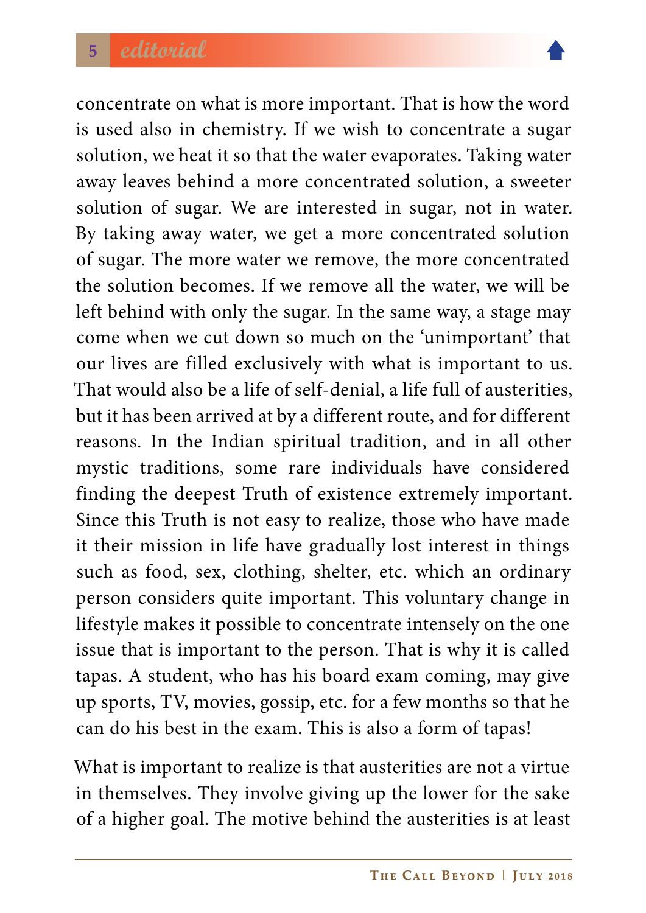concentrate on what is more important. That is how the word is used also in chemistry. If we wish to concentrate a sugar solution, we heat it so that the water evaporates. Taking water away leaves behind a more concentrated solution, a sweeter solution of sugar. We are interested in sugar, not in water. By taking away water, we get a more concentrated solution of sugar. The more water we remove, the more concentrated the solution becomes. If we remove all the water, we will be left behind with only the sugar. In the same way, a stage may come when we cut down so much on the 'unimportant' that our lives are filled exclusively with what is important to us. That would also be a life of self-denial, a life full of austerities, but it has been arrived at by a different route, and for different reasons. In the Indian spiritual tradition, and in all other mystic traditions, some rare individuals have considered finding the deepest Truth of existence extremely important. Since this Truth is not easy to realize, those who have made it their mission in life have gradually lost interest in things such as food, sex, clothing, shelter, etc. which an ordinary person considers quite important. This voluntary change in lifestyle makes it possible to concentrate intensely on the one issue that is important to the person. That is why it is called tapas. A student, who has his board exam coming, may give up sports, TV, movies, gossip, etc. for a few months so that he can do his best in the exam. This is also a form of tapas!

What is important to realize is that austerities are not a virtue in themselves. They involve giving up the lower for the sake of a higher goal. The motive behind the austerities is at least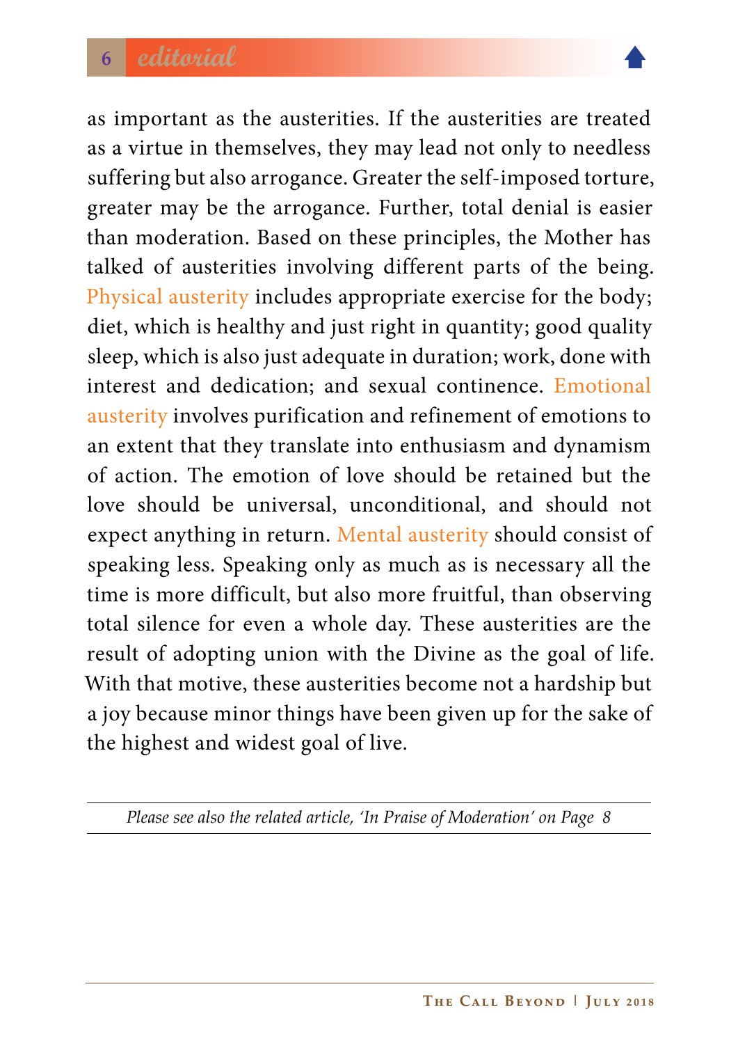as important as the austerities. If the austerities are treated as a virtue in themselves, they may lead not only to needless suffering but also arrogance. Greater the self-imposed torture, greater may be the arrogance. Further, total denial is easier than moderation. Based on these principles, the Mother has talked of austerities involving different parts of the being. Physical austerity includes appropriate exercise for the body; diet, which is healthy and just right in quantity; good quality sleep, which is also just adequate in duration; work, done with interest and dedication; and sexual continence. Emotional austerity involves purification and refinement of emotions to an extent that they translate into enthusiasm and dynamism of action. The emotion of love should be retained but the love should be universal, unconditional, and should not expect anything in return. Mental austerity should consist of speaking less. Speaking only as much as is necessary all the time is more difficult, but also more fruitful, than observing total silence for even a whole day. These austerities are the result of adopting union with the Divine as the goal of life. With that motive, these austerities become not a hardship but a joy because minor things have been given up for the sake of the highest and widest goal of live.

---

*Please see also the related article, 'In Praise of Moderation' on Page 8*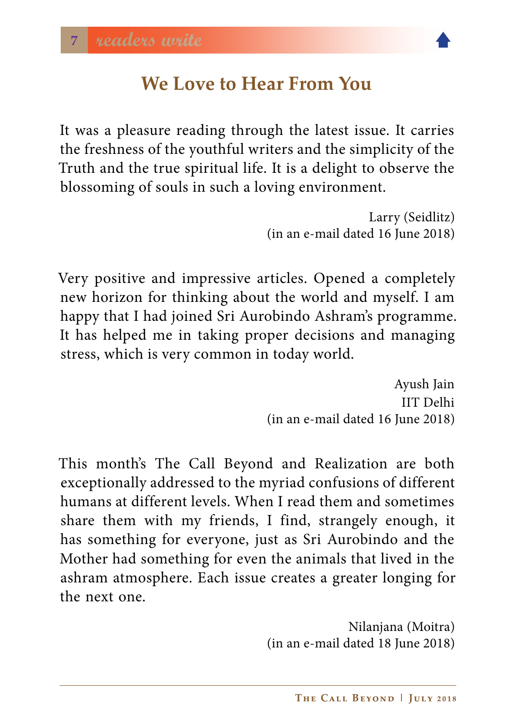## We Love to Hear From You

It was a pleasure reading through the latest issue. It carries the freshness of the youthful writers and the simplicity of the Truth and the true spiritual life. It is a delight to observe the blossoming of souls in such a loving environment.

Larry (Seidlitz)
(in an e-mail dated 16 June 2018)

Very positive and impressive articles. Opened a completely new horizon for thinking about the world and myself. I am happy that I had joined Sri Aurobindo Ashram's programme. It has helped me in taking proper decisions and managing stress, which is very common in today world.

Ayush Jain
IIT Delhi
(in an e-mail dated 16 June 2018)

This month's The Call Beyond and Realization are both exceptionally addressed to the myriad confusions of different humans at different levels. When I read them and sometimes share them with my friends, I find, strangely enough, it has something for everyone, just as Sri Aurobindo and the Mother had something for even the animals that lived in the ashram atmosphere. Each issue creates a greater longing for the next one.

Nilanjana (Moitra)
(in an e-mail dated 18 June 2018)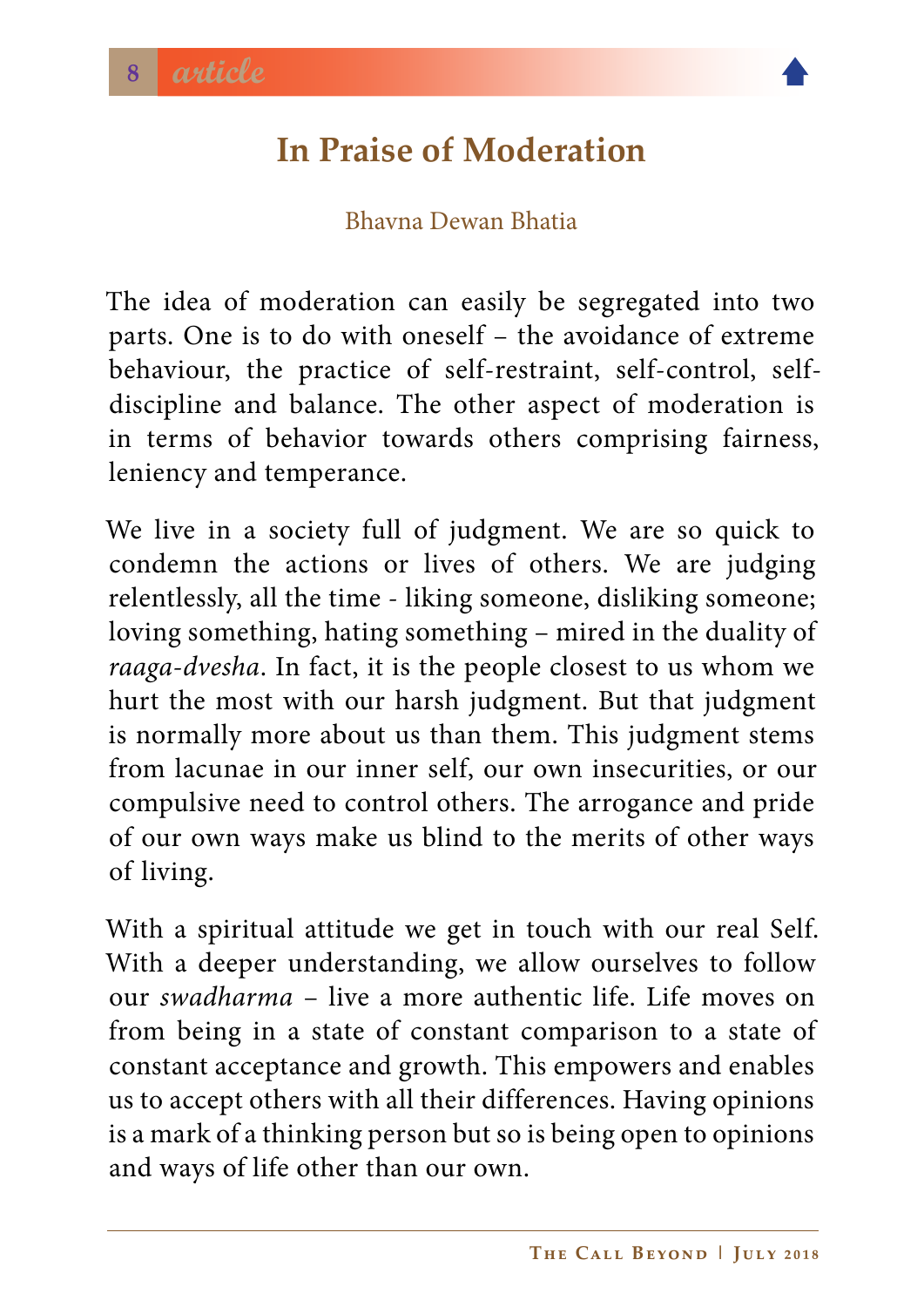# In Praise of Moderation

Bhavna Dewan Bhatia

The idea of moderation can easily be segregated into two parts. One is to do with oneself – the avoidance of extreme behaviour, the practice of self-restraint, self-control, self-discipline and balance. The other aspect of moderation is in terms of behavior towards others comprising fairness, leniency and temperance.

We live in a society full of judgment. We are so quick to condemn the actions or lives of others. We are judging relentlessly, all the time - liking someone, disliking someone; loving something, hating something – mired in the duality of *raaga-dvesha*. In fact, it is the people closest to us whom we hurt the most with our harsh judgment. But that judgment is normally more about us than them. This judgment stems from lacunae in our inner self, our own insecurities, or our compulsive need to control others. The arrogance and pride of our own ways make us blind to the merits of other ways of living.

With a spiritual attitude we get in touch with our real Self. With a deeper understanding, we allow ourselves to follow our *swadharma* – live a more authentic life. Life moves on from being in a state of constant comparison to a state of constant acceptance and growth. This empowers and enables us to accept others with all their differences. Having opinions is a mark of a thinking person but so is being open to opinions and ways of life other than our own.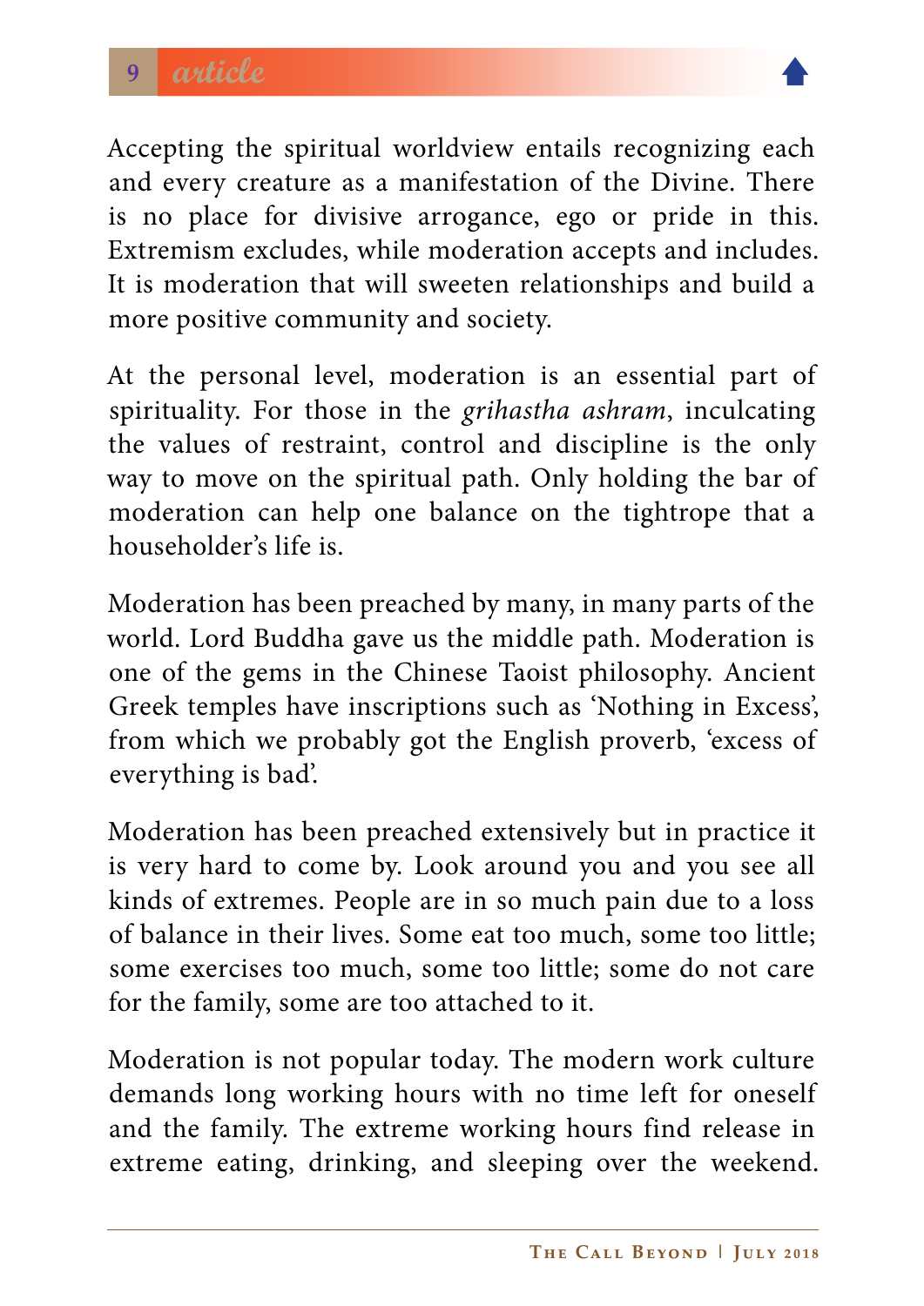Accepting the spiritual worldview entails recognizing each and every creature as a manifestation of the Divine. There is no place for divisive arrogance, ego or pride in this. Extremism excludes, while moderation accepts and includes. It is moderation that will sweeten relationships and build a more positive community and society.

At the personal level, moderation is an essential part of spirituality. For those in the *grihastha ashram*, inculcating the values of restraint, control and discipline is the only way to move on the spiritual path. Only holding the bar of moderation can help one balance on the tightrope that a householder's life is.

Moderation has been preached by many, in many parts of the world. Lord Buddha gave us the middle path. Moderation is one of the gems in the Chinese Taoist philosophy. Ancient Greek temples have inscriptions such as 'Nothing in Excess', from which we probably got the English proverb, 'excess of everything is bad'.

Moderation has been preached extensively but in practice it is very hard to come by. Look around you and you see all kinds of extremes. People are in so much pain due to a loss of balance in their lives. Some eat too much, some too little; some exercises too much, some too little; some do not care for the family, some are too attached to it.

Moderation is not popular today. The modern work culture demands long working hours with no time left for oneself and the family. The extreme working hours find release in extreme eating, drinking, and sleeping over the weekend.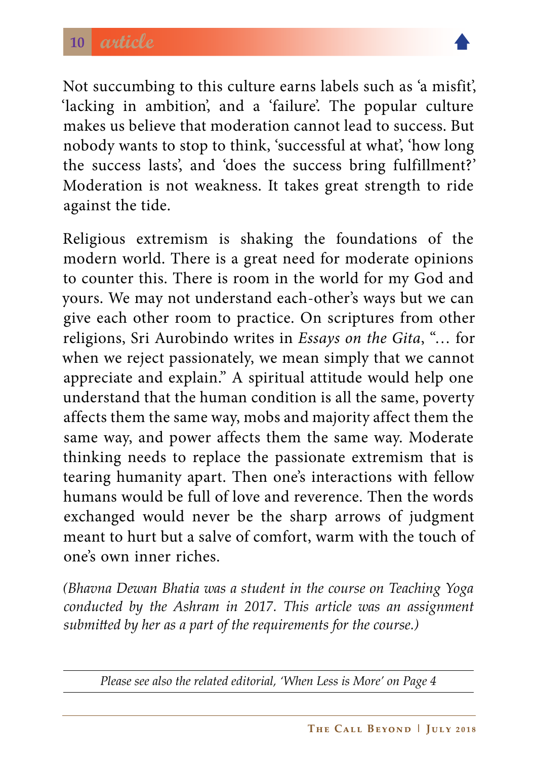Not succumbing to this culture earns labels such as 'a misfit', 'lacking in ambition', and a 'failure'. The popular culture makes us believe that moderation cannot lead to success. But nobody wants to stop to think, 'successful at what', 'how long the success lasts', and 'does the success bring fulfillment?' Moderation is not weakness. It takes great strength to ride against the tide.

Religious extremism is shaking the foundations of the modern world. There is a great need for moderate opinions to counter this. There is room in the world for my God and yours. We may not understand each-other's ways but we can give each other room to practice. On scriptures from other religions, Sri Aurobindo writes in *Essays on the Gita*, "… for when we reject passionately, we mean simply that we cannot appreciate and explain." A spiritual attitude would help one understand that the human condition is all the same, poverty affects them the same way, mobs and majority affect them the same way, and power affects them the same way. Moderate thinking needs to replace the passionate extremism that is tearing humanity apart. Then one's interactions with fellow humans would be full of love and reverence. Then the words exchanged would never be the sharp arrows of judgment meant to hurt but a salve of comfort, warm with the touch of one's own inner riches.

*(Bhavna Dewan Bhatia was a student in the course on Teaching Yoga conducted by the Ashram in 2017. This article was an assignment submitted by her as a part of the requirements for the course.)*

---

*Please see also the related editorial, 'When Less is More' on Page 4*

---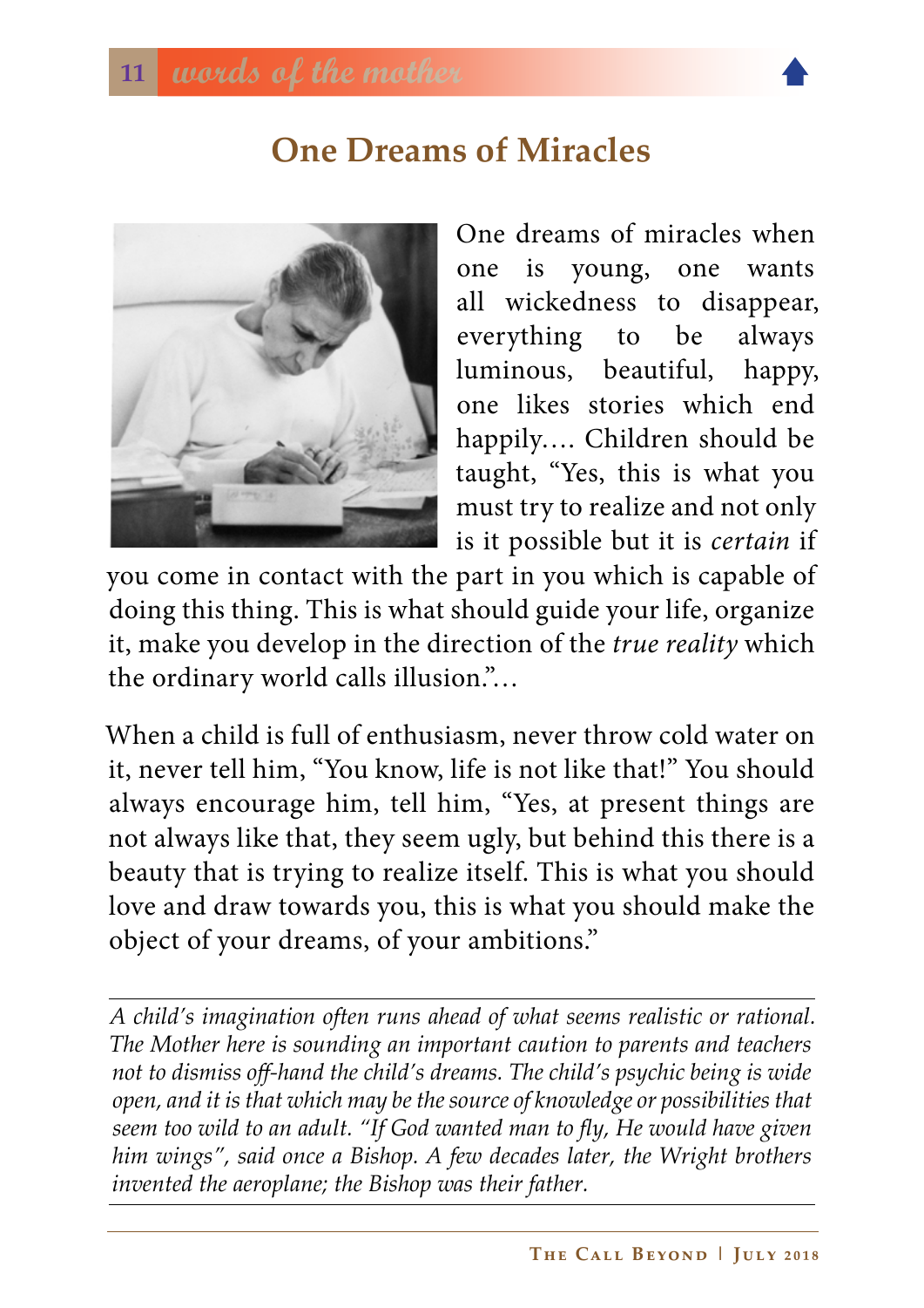# One Dreams of Miracles

One dreams of miracles when one is young, one wants all wickedness to disappear, everything to be always luminous, beautiful, happy, one likes stories which end happily.... Children should be taught, "Yes, this is what you must try to realize and not only is it possible but it is *certain* if you come in contact with the part in you which is capable of doing this thing. This is what should guide your life, organize it, make you develop in the direction of the *true reality* which the ordinary world calls illusion."...

When a child is full of enthusiasm, never throw cold water on it, never tell him, "You know, life is not like that!" You should always encourage him, tell him, "Yes, at present things are not always like that, they seem ugly, but behind this there is a beauty that is trying to realize itself. This is what you should love and draw towards you, this is what you should make the object of your dreams, of your ambitions."

---

*A child's imagination often runs ahead of what seems realistic or rational. The Mother here is sounding an important caution to parents and teachers not to dismiss off-hand the child's dreams. The child's psychic being is wide open, and it is that which may be the source of knowledge or possibilities that seem too wild to an adult. "If God wanted man to fly, He would have given him wings", said once a Bishop. A few decades later, the Wright brothers invented the aeroplane; the Bishop was their father.*

---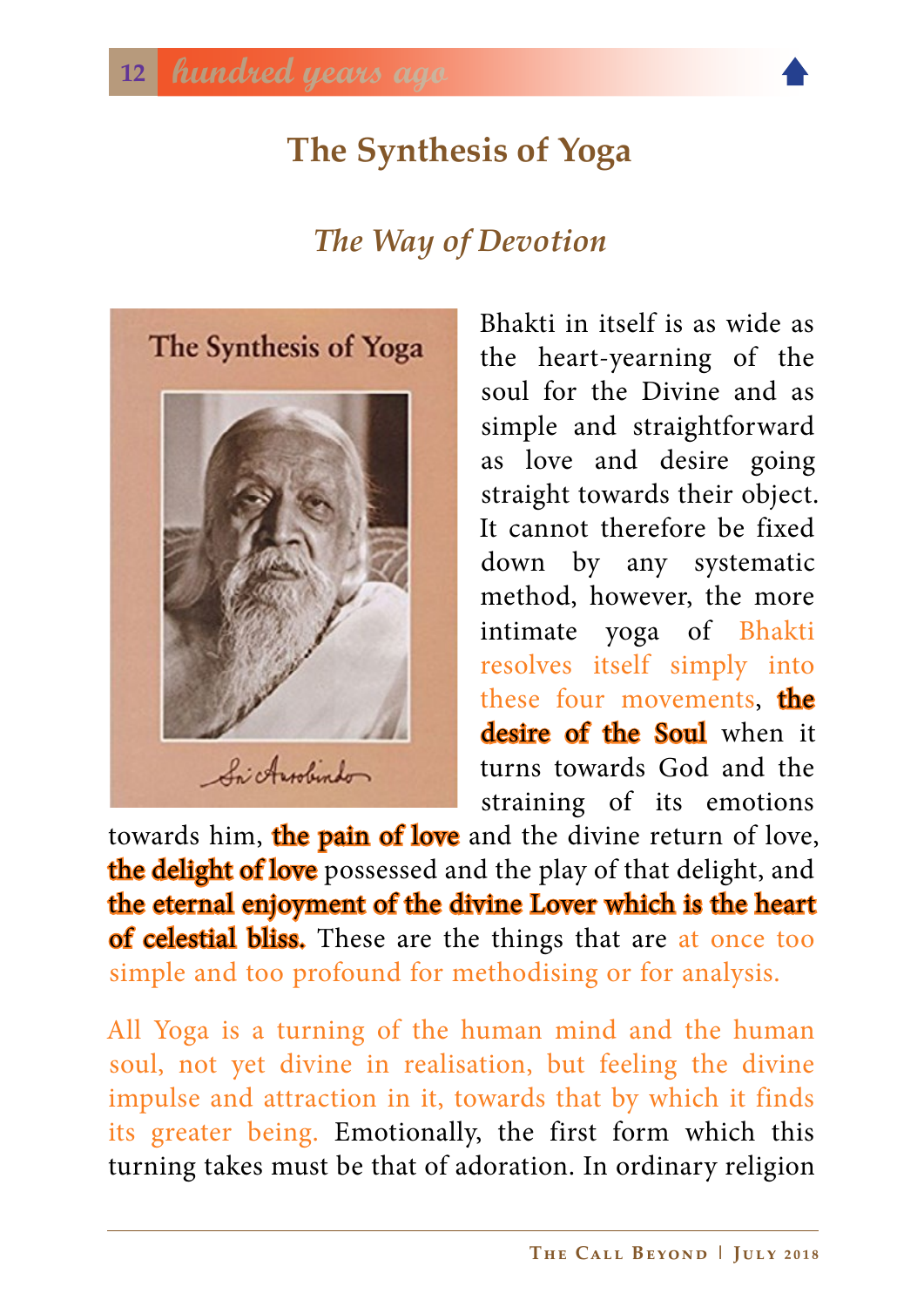# The Synthesis of Yoga

## *The Way of Devotion*

Bhakti in itself is as wide as the heart-yearning of the soul for the Divine and as simple and straightforward as love and desire going straight towards their object. It cannot therefore be fixed down by any systematic method, however, the more intimate yoga of Bhakti resolves itself simply into these four movements, **the desire of the Soul** when it turns towards God and the straining of its emotions towards him, **the pain of love** and the divine return of love, **the delight of love** possessed and the play of that delight, and **the eternal enjoyment of the divine Lover which is the heart of celestial bliss.** These are the things that are at once too simple and too profound for methodising or for analysis.

All Yoga is a turning of the human mind and the human soul, not yet divine in realisation, but feeling the divine impulse and attraction in it, towards that by which it finds its greater being. Emotionally, the first form which this turning takes must be that of adoration. In ordinary religion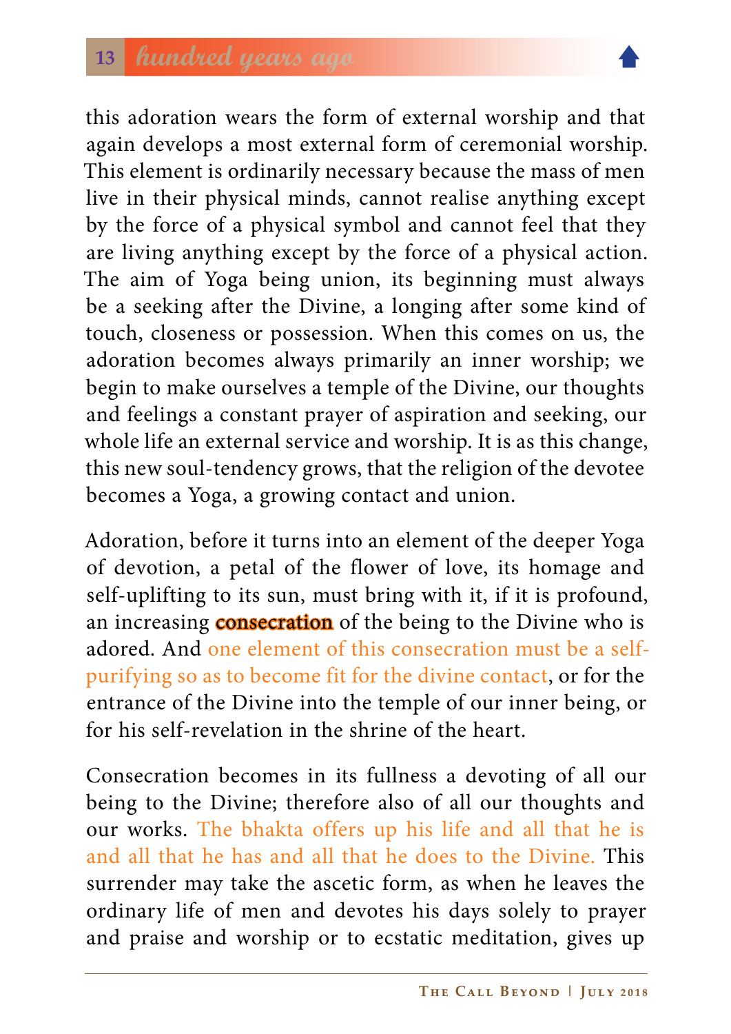this adoration wears the form of external worship and that again develops a most external form of ceremonial worship. This element is ordinarily necessary because the mass of men live in their physical minds, cannot realise anything except by the force of a physical symbol and cannot feel that they are living anything except by the force of a physical action. The aim of Yoga being union, its beginning must always be a seeking after the Divine, a longing after some kind of touch, closeness or possession. When this comes on us, the adoration becomes always primarily an inner worship; we begin to make ourselves a temple of the Divine, our thoughts and feelings a constant prayer of aspiration and seeking, our whole life an external service and worship. It is as this change, this new soul-tendency grows, that the religion of the devotee becomes a Yoga, a growing contact and union.

Adoration, before it turns into an element of the deeper Yoga of devotion, a petal of the flower of love, its homage and self-uplifting to its sun, must bring with it, if it is profound, an increasing **consecration** of the being to the Divine who is adored. And one element of this consecration must be a self-purifying so as to become fit for the divine contact, or for the entrance of the Divine into the temple of our inner being, or for his self-revelation in the shrine of the heart.

Consecration becomes in its fullness a devoting of all our being to the Divine; therefore also of all our thoughts and our works. The bhakta offers up his life and all that he is and all that he has and all that he does to the Divine. This surrender may take the ascetic form, as when he leaves the ordinary life of men and devotes his days solely to prayer and praise and worship or to ecstatic meditation, gives up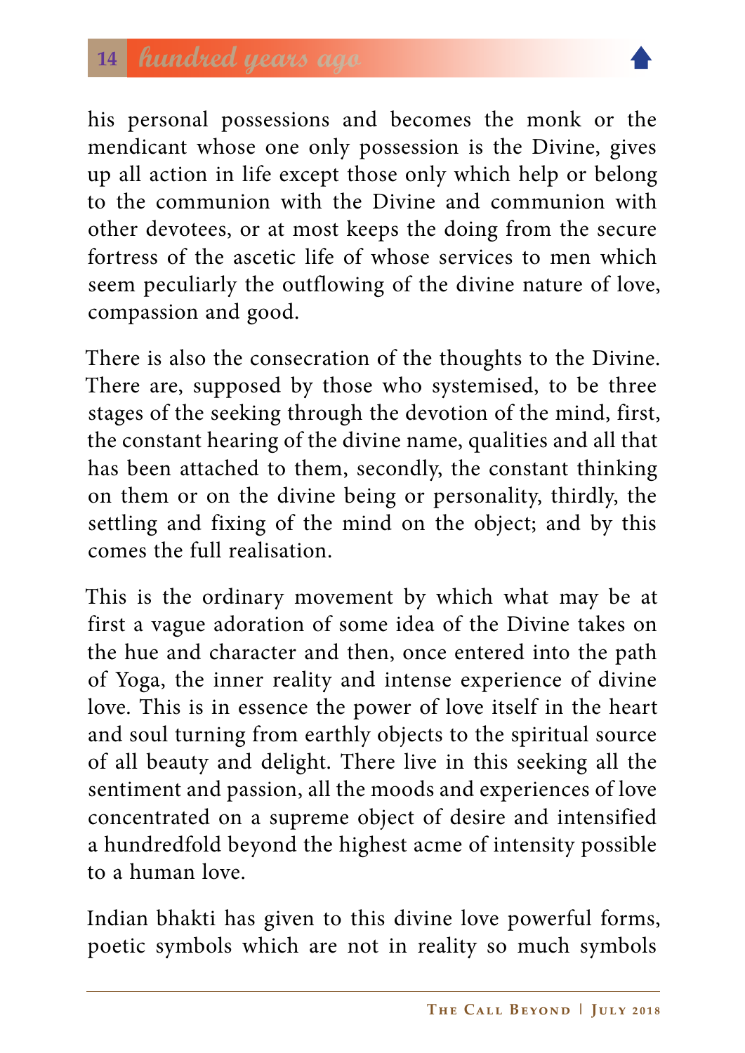his personal possessions and becomes the monk or the mendicant whose one only possession is the Divine, gives up all action in life except those only which help or belong to the communion with the Divine and communion with other devotees, or at most keeps the doing from the secure fortress of the ascetic life of whose services to men which seem peculiarly the outflowing of the divine nature of love, compassion and good.

There is also the consecration of the thoughts to the Divine. There are, supposed by those who systemised, to be three stages of the seeking through the devotion of the mind, first, the constant hearing of the divine name, qualities and all that has been attached to them, secondly, the constant thinking on them or on the divine being or personality, thirdly, the settling and fixing of the mind on the object; and by this comes the full realisation.

This is the ordinary movement by which what may be at first a vague adoration of some idea of the Divine takes on the hue and character and then, once entered into the path of Yoga, the inner reality and intense experience of divine love. This is in essence the power of love itself in the heart and soul turning from earthly objects to the spiritual source of all beauty and delight. There live in this seeking all the sentiment and passion, all the moods and experiences of love concentrated on a supreme object of desire and intensified a hundredfold beyond the highest acme of intensity possible to a human love.

Indian bhakti has given to this divine love powerful forms, poetic symbols which are not in reality so much symbols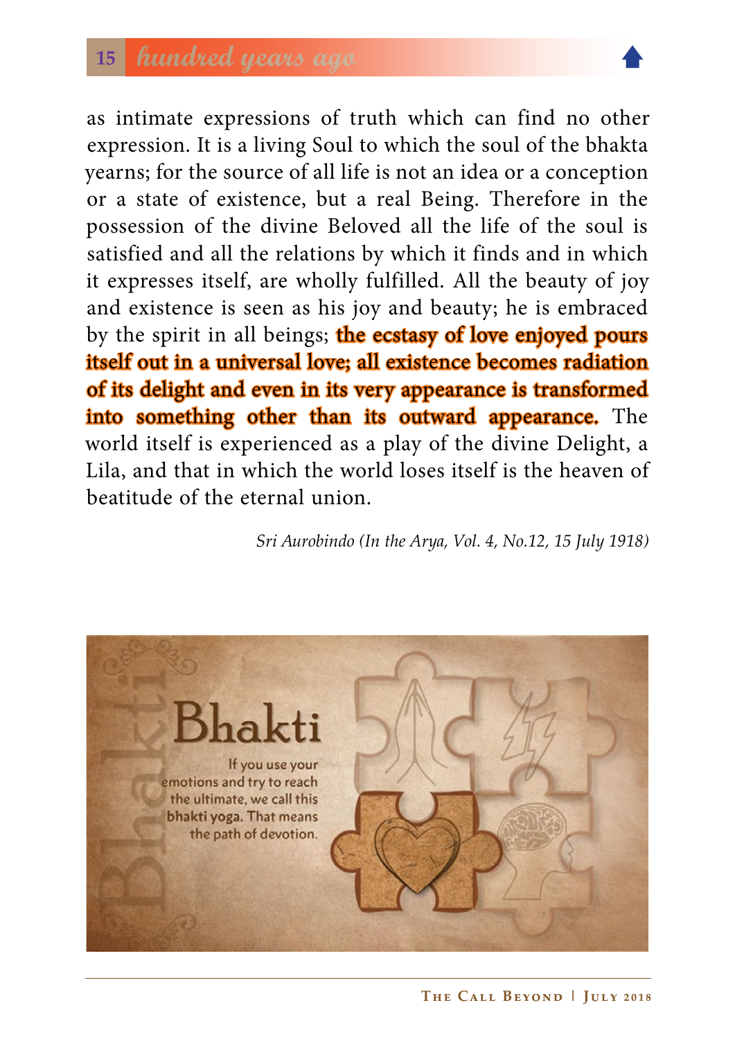as intimate expressions of truth which can find no other expression. It is a living Soul to which the soul of the bhakta yearns; for the source of all life is not an idea or a conception or a state of existence, but a real Being. Therefore in the possession of the divine Beloved all the life of the soul is satisfied and all the relations by which it finds and in which it expresses itself, are wholly fulfilled. All the beauty of joy and existence is seen as his joy and beauty; he is embraced by the spirit in all beings; **the ecstasy of love enjoyed pours itself out in a universal love; all existence becomes radiation of its delight and even in its very appearance is transformed into something other than its outward appearance.** The world itself is experienced as a play of the divine Delight, a Lila, and that in which the world loses itself is the heaven of beatitude of the eternal union.

*Sri Aurobindo (In the Arya, Vol. 4, No.12, 15 July 1918)*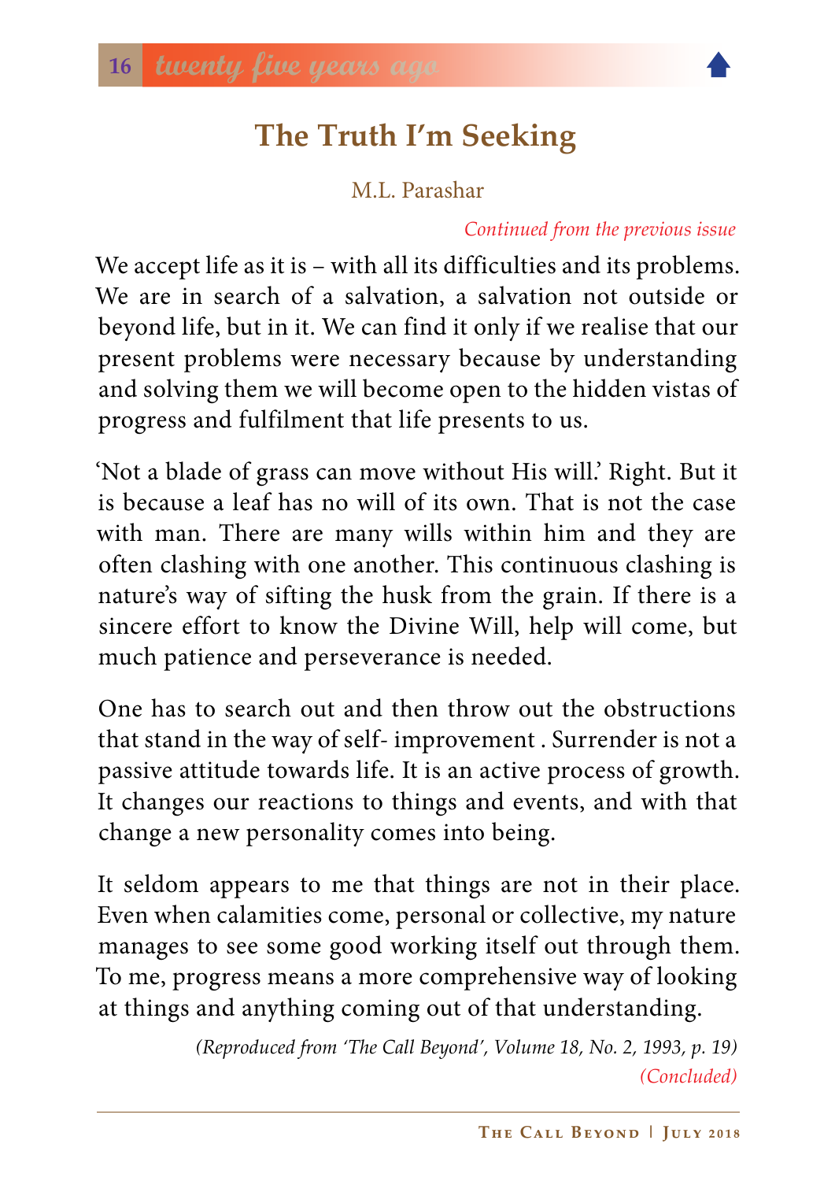# The Truth I'm Seeking

M.L. Parashar

*Continued from the previous issue*

We accept life as it is – with all its difficulties and its problems. We are in search of a salvation, a salvation not outside or beyond life, but in it. We can find it only if we realise that our present problems were necessary because by understanding and solving them we will become open to the hidden vistas of progress and fulfilment that life presents to us.

'Not a blade of grass can move without His will.' Right. But it is because a leaf has no will of its own. That is not the case with man. There are many wills within him and they are often clashing with one another. This continuous clashing is nature's way of sifting the husk from the grain. If there is a sincere effort to know the Divine Will, help will come, but much patience and perseverance is needed.

One has to search out and then throw out the obstructions that stand in the way of self- improvement . Surrender is not a passive attitude towards life. It is an active process of growth. It changes our reactions to things and events, and with that change a new personality comes into being.

It seldom appears to me that things are not in their place. Even when calamities come, personal or collective, my nature manages to see some good working itself out through them. To me, progress means a more comprehensive way of looking at things and anything coming out of that understanding.

*(Reproduced from 'The Call Beyond', Volume 18, No. 2, 1993, p. 19)*

*(Concluded)*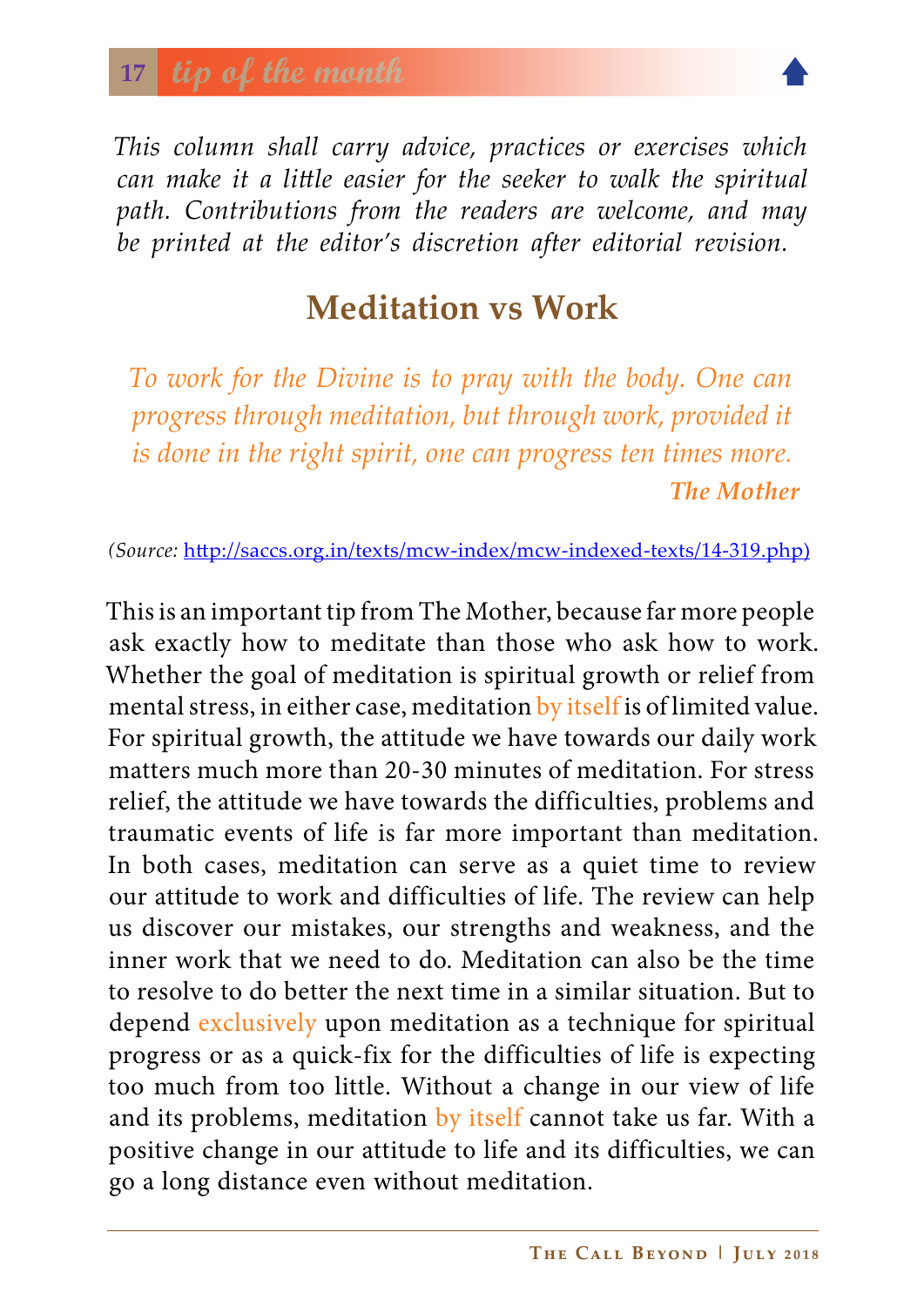## tip of the month

*This column shall carry advice, practices or exercises which can make it a little easier for the seeker to walk the spiritual path. Contributions from the readers are welcome, and may be printed at the editor's discretion after editorial revision.*

# Meditation vs Work

*To work for the Divine is to pray with the body. One can progress through meditation, but through work, provided it is done in the right spirit, one can progress ten times more.*

***The Mother***

*(Source:* http://saccs.org.in/texts/mcw-index/mcw-indexed-texts/14-319.php)

This is an important tip from The Mother, because far more people ask exactly how to meditate than those who ask how to work. Whether the goal of meditation is spiritual growth or relief from mental stress, in either case, meditation by itself is of limited value. For spiritual growth, the attitude we have towards our daily work matters much more than 20-30 minutes of meditation. For stress relief, the attitude we have towards the difficulties, problems and traumatic events of life is far more important than meditation. In both cases, meditation can serve as a quiet time to review our attitude to work and difficulties of life. The review can help us discover our mistakes, our strengths and weakness, and the inner work that we need to do. Meditation can also be the time to resolve to do better the next time in a similar situation. But to depend exclusively upon meditation as a technique for spiritual progress or as a quick-fix for the difficulties of life is expecting too much from too little. Without a change in our view of life and its problems, meditation by itself cannot take us far. With a positive change in our attitude to life and its difficulties, we can go a long distance even without meditation.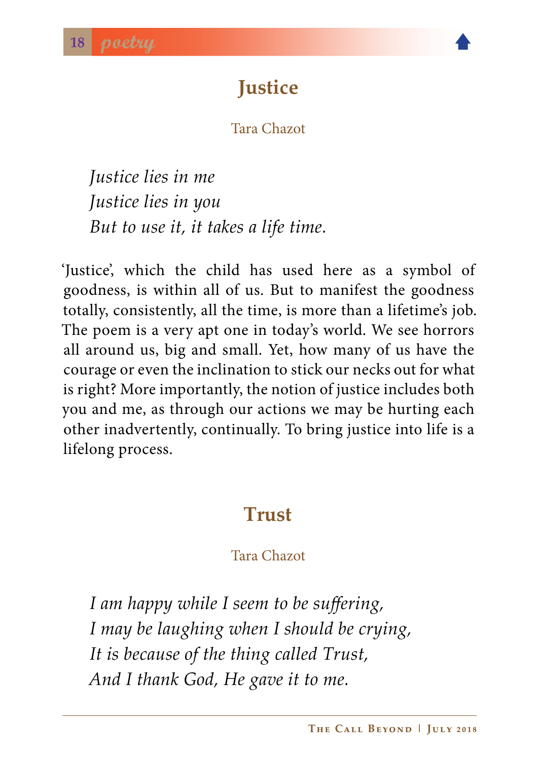## Justice

Tara Chazot

*Justice lies in me*
*Justice lies in you*
*But to use it, it takes a life time.*

'Justice', which the child has used here as a symbol of goodness, is within all of us. But to manifest the goodness totally, consistently, all the time, is more than a lifetime's job. The poem is a very apt one in today's world. We see horrors all around us, big and small. Yet, how many of us have the courage or even the inclination to stick our necks out for what is right? More importantly, the notion of justice includes both you and me, as through our actions we may be hurting each other inadvertently, continually. To bring justice into life is a lifelong process.

## Trust

Tara Chazot

*I am happy while I seem to be suffering,*
*I may be laughing when I should be crying,*
*It is because of the thing called Trust,*
*And I thank God, He gave it to me.*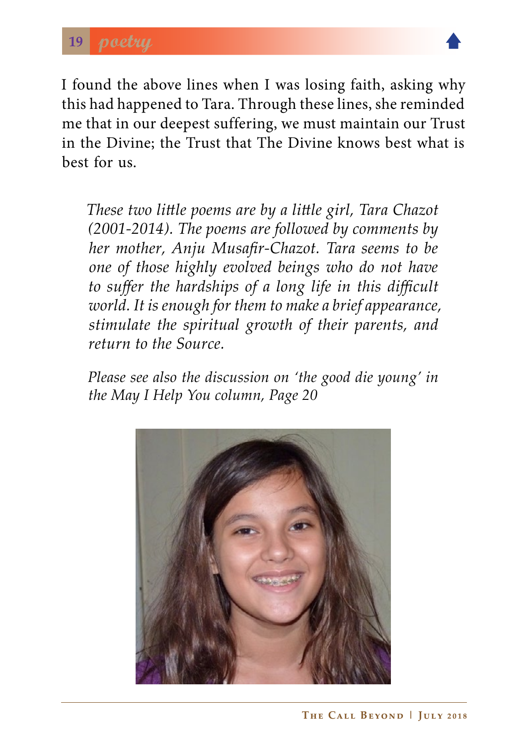I found the above lines when I was losing faith, asking why this had happened to Tara. Through these lines, she reminded me that in our deepest suffering, we must maintain our Trust in the Divine; the Trust that The Divine knows best what is best for us.

*These two little poems are by a little girl, Tara Chazot (2001-2014). The poems are followed by comments by her mother, Anju Musafir-Chazot. Tara seems to be one of those highly evolved beings who do not have to suffer the hardships of a long life in this difficult world. It is enough for them to make a brief appearance, stimulate the spiritual growth of their parents, and return to the Source.*

*Please see also the discussion on 'the good die young' in the May I Help You column, Page 20*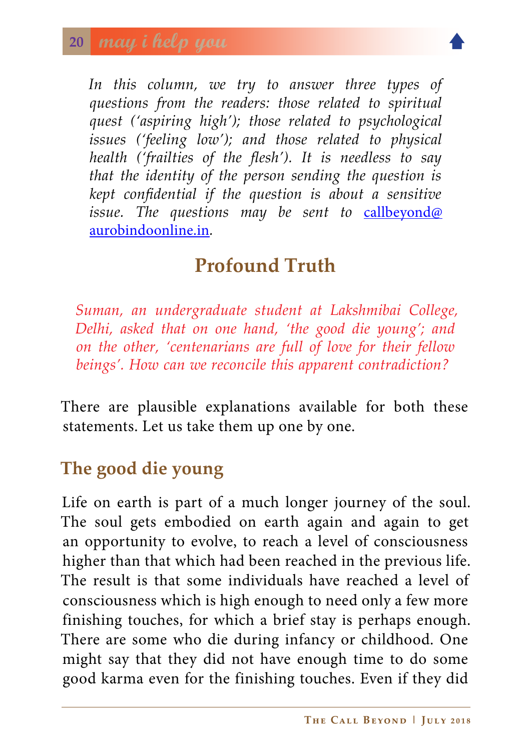*In this column, we try to answer three types of questions from the readers: those related to spiritual quest ('aspiring high'); those related to psychological issues ('feeling low'); and those related to physical health ('frailties of the flesh'). It is needless to say that the identity of the person sending the question is kept confidential if the question is about a sensitive issue. The questions may be sent to [callbeyond@aurobindoonline.in](mailto:callbeyond@aurobindoonline.in).*

## Profound Truth

*Suman, an undergraduate student at Lakshmibai College, Delhi, asked that on one hand, 'the good die young'; and on the other, 'centenarians are full of love for their fellow beings'. How can we reconcile this apparent contradiction?*

There are plausible explanations available for both these statements. Let us take them up one by one.

### The good die young

Life on earth is part of a much longer journey of the soul. The soul gets embodied on earth again and again to get an opportunity to evolve, to reach a level of consciousness higher than that which had been reached in the previous life. The result is that some individuals have reached a level of consciousness which is high enough to need only a few more finishing touches, for which a brief stay is perhaps enough. There are some who die during infancy or childhood. One might say that they did not have enough time to do some good karma even for the finishing touches. Even if they did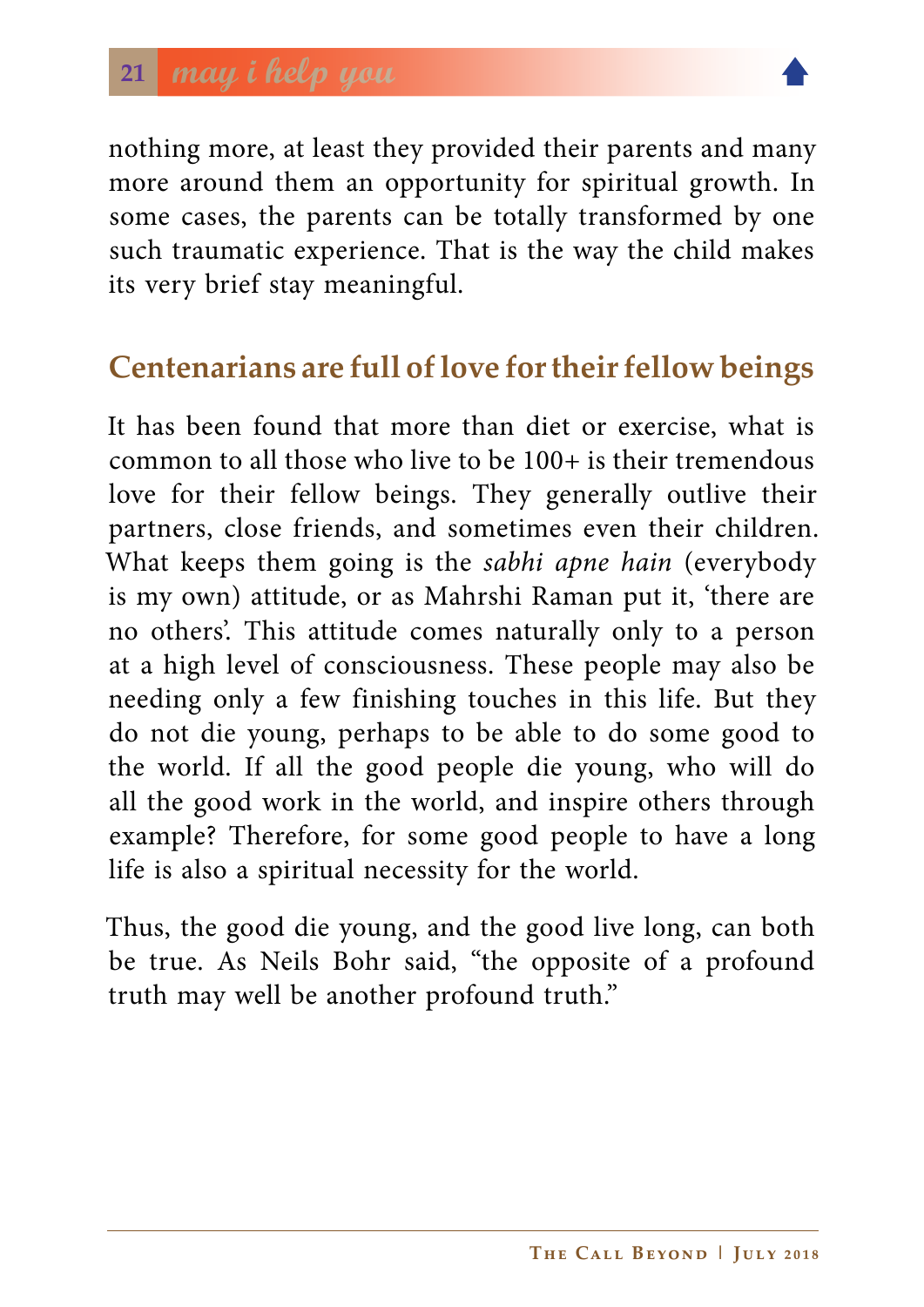nothing more, at least they provided their parents and many more around them an opportunity for spiritual growth. In some cases, the parents can be totally transformed by one such traumatic experience. That is the way the child makes its very brief stay meaningful.

## Centenarians are full of love for their fellow beings

It has been found that more than diet or exercise, what is common to all those who live to be 100+ is their tremendous love for their fellow beings. They generally outlive their partners, close friends, and sometimes even their children. What keeps them going is the *sabhi apne hain* (everybody is my own) attitude, or as Mahrshi Raman put it, 'there are no others'. This attitude comes naturally only to a person at a high level of consciousness. These people may also be needing only a few finishing touches in this life. But they do not die young, perhaps to be able to do some good to the world. If all the good people die young, who will do all the good work in the world, and inspire others through example? Therefore, for some good people to have a long life is also a spiritual necessity for the world.

Thus, the good die young, and the good live long, can both be true. As Neils Bohr said, "the opposite of a profound truth may well be another profound truth."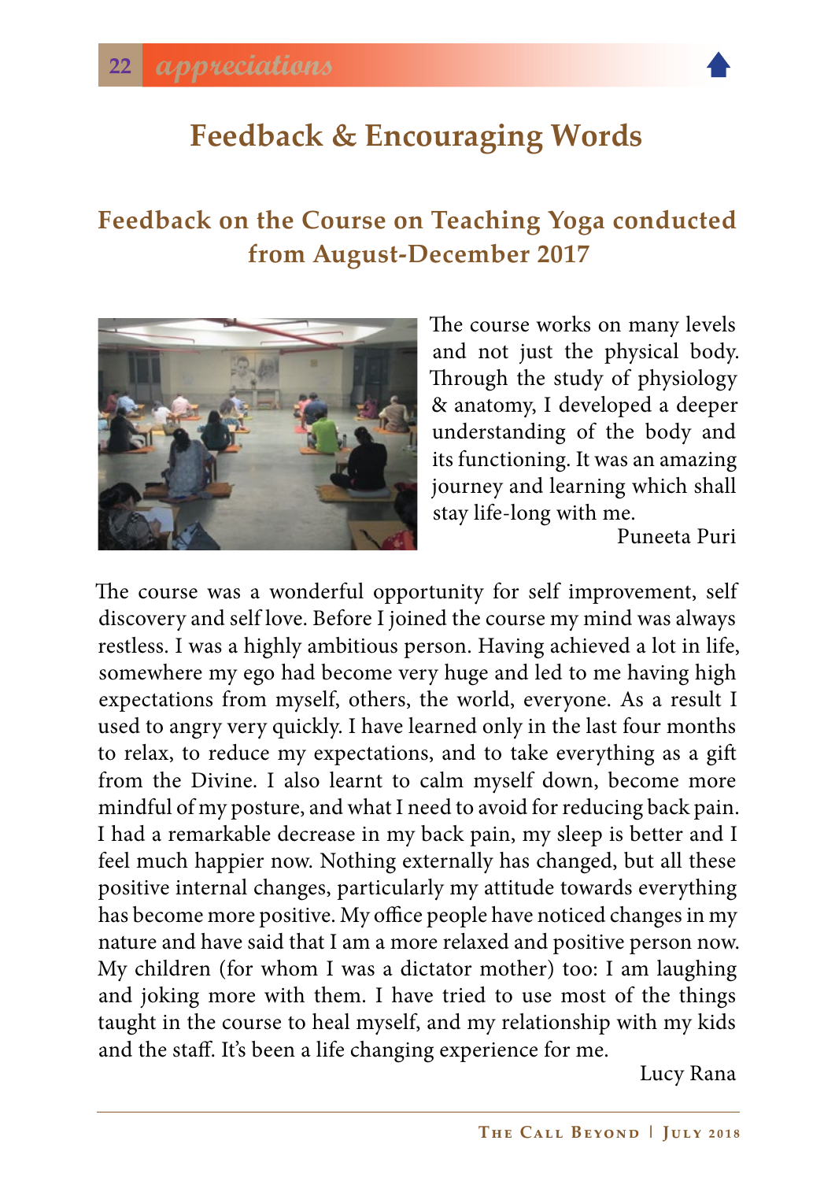## Feedback & Encouraging Words

### Feedback on the Course on Teaching Yoga conducted from August-December 2017

The course works on many levels and not just the physical body. Through the study of physiology & anatomy, I developed a deeper understanding of the body and its functioning. It was an amazing journey and learning which shall stay life-long with me.

Puneeta Puri

The course was a wonderful opportunity for self improvement, self discovery and self love. Before I joined the course my mind was always restless. I was a highly ambitious person. Having achieved a lot in life, somewhere my ego had become very huge and led to me having high expectations from myself, others, the world, everyone. As a result I used to angry very quickly. I have learned only in the last four months to relax, to reduce my expectations, and to take everything as a gift from the Divine. I also learnt to calm myself down, become more mindful of my posture, and what I need to avoid for reducing back pain. I had a remarkable decrease in my back pain, my sleep is better and I feel much happier now. Nothing externally has changed, but all these positive internal changes, particularly my attitude towards everything has become more positive. My office people have noticed changes in my nature and have said that I am a more relaxed and positive person now. My children (for whom I was a dictator mother) too: I am laughing and joking more with them. I have tried to use most of the things taught in the course to heal myself, and my relationship with my kids and the staff. It's been a life changing experience for me.

Lucy Rana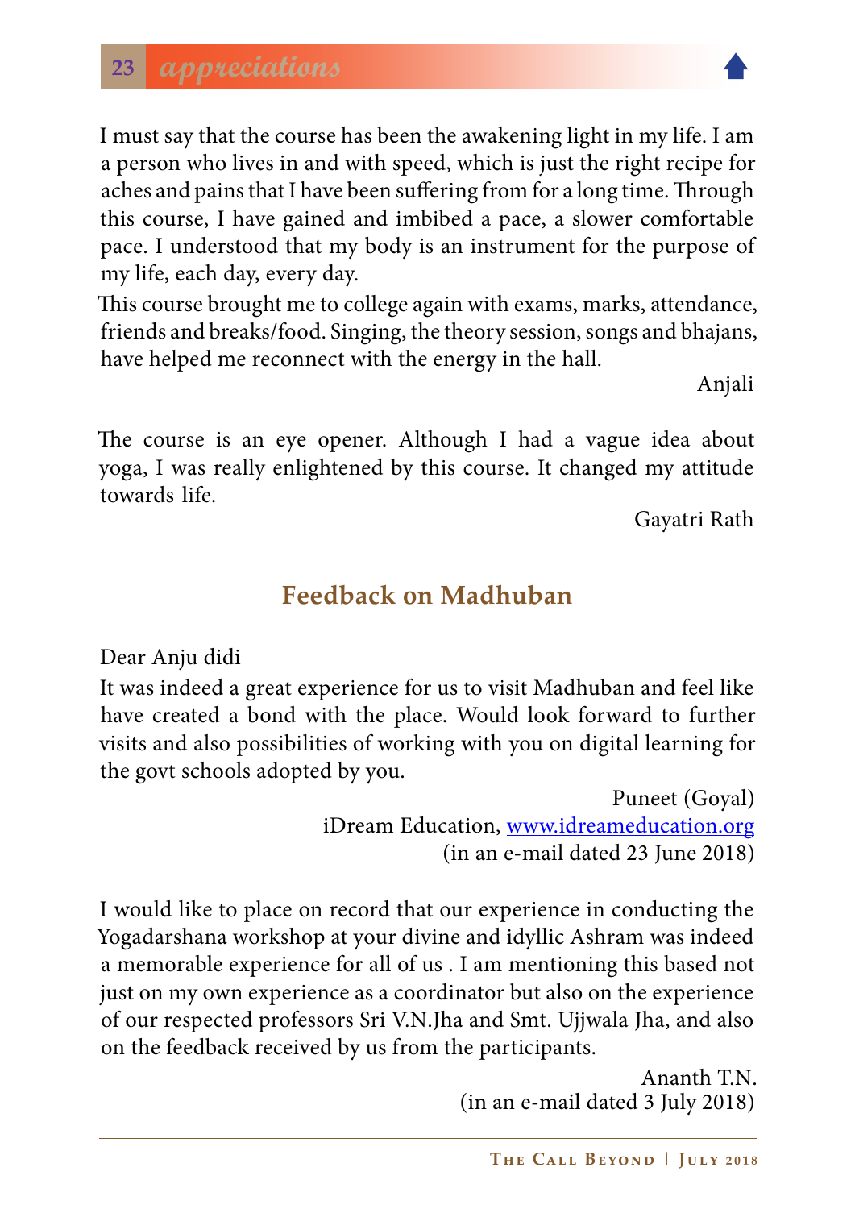I must say that the course has been the awakening light in my life. I am a person who lives in and with speed, which is just the right recipe for aches and pains that I have been suffering from for a long time. Through this course, I have gained and imbibed a pace, a slower comfortable pace. I understood that my body is an instrument for the purpose of my life, each day, every day.

This course brought me to college again with exams, marks, attendance, friends and breaks/food. Singing, the theory session, songs and bhajans, have helped me reconnect with the energy in the hall.

Anjali

The course is an eye opener. Although I had a vague idea about yoga, I was really enlightened by this course. It changed my attitude towards life.

Gayatri Rath

## Feedback on Madhuban

Dear Anju didi

It was indeed a great experience for us to visit Madhuban and feel like have created a bond with the place. Would look forward to further visits and also possibilities of working with you on digital learning for the govt schools adopted by you.

Puneet (Goyal)
iDream Education, www.idreameducation.org
(in an e-mail dated 23 June 2018)

I would like to place on record that our experience in conducting the Yogadarshana workshop at your divine and idyllic Ashram was indeed a memorable experience for all of us . I am mentioning this based not just on my own experience as a coordinator but also on the experience of our respected professors Sri V.N.Jha and Smt. Ujjwala Jha, and also on the feedback received by us from the participants.

Ananth T.N.
(in an e-mail dated 3 July 2018)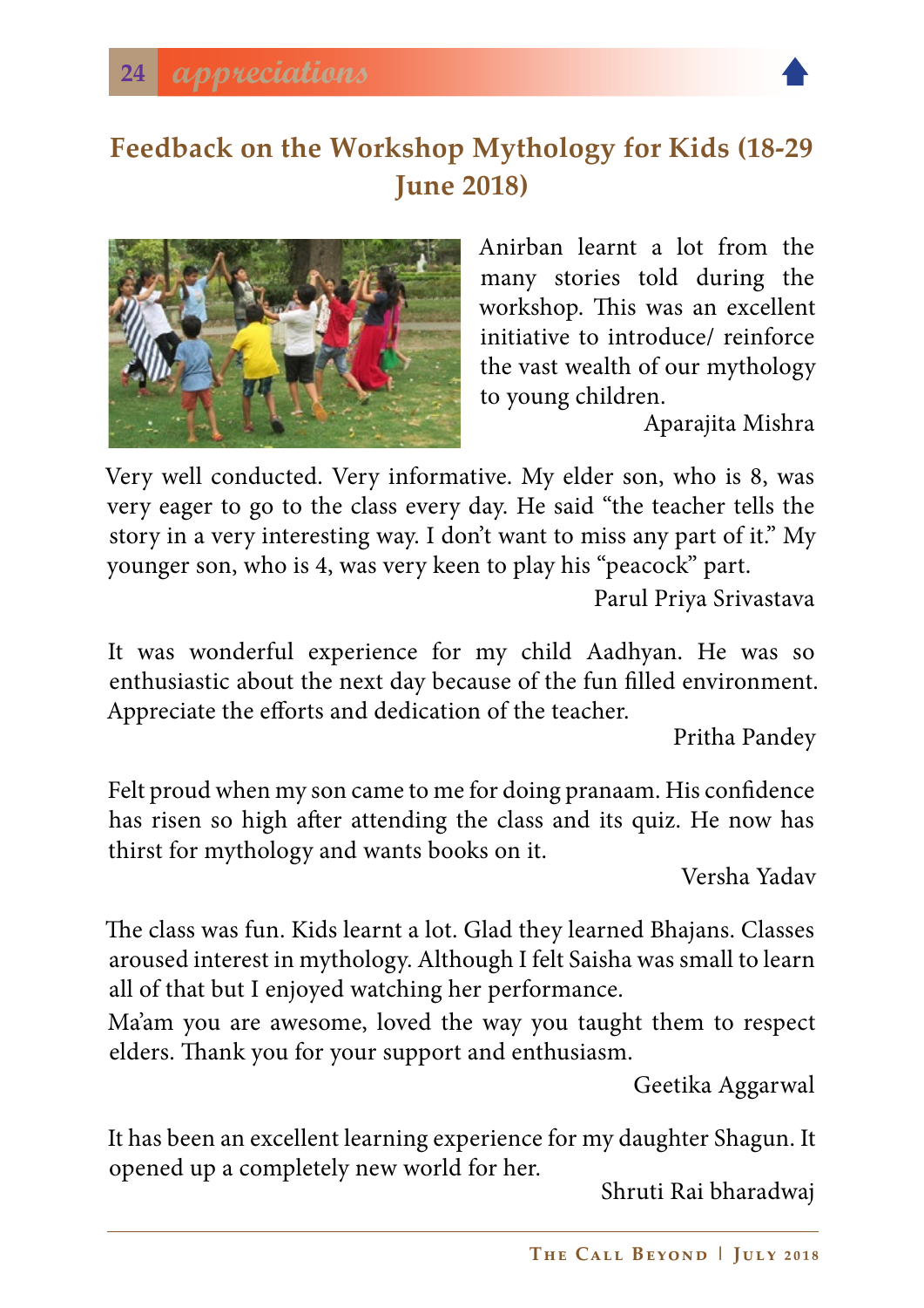## Feedback on the Workshop Mythology for Kids (18-29 June 2018)

Anirban learnt a lot from the many stories told during the workshop. This was an excellent initiative to introduce/ reinforce the vast wealth of our mythology to young children.

Aparajita Mishra

Very well conducted. Very informative. My elder son, who is 8, was very eager to go to the class every day. He said "the teacher tells the story in a very interesting way. I don't want to miss any part of it." My younger son, who is 4, was very keen to play his "peacock" part.

Parul Priya Srivastava

It was wonderful experience for my child Aadhyan. He was so enthusiastic about the next day because of the fun filled environment. Appreciate the efforts and dedication of the teacher.

Pritha Pandey

Felt proud when my son came to me for doing pranaam. His confidence has risen so high after attending the class and its quiz. He now has thirst for mythology and wants books on it.

Versha Yadav

The class was fun. Kids learnt a lot. Glad they learned Bhajans. Classes aroused interest in mythology. Although I felt Saisha was small to learn all of that but I enjoyed watching her performance.

Ma'am you are awesome, loved the way you taught them to respect elders. Thank you for your support and enthusiasm.

Geetika Aggarwal

It has been an excellent learning experience for my daughter Shagun. It opened up a completely new world for her.

Shruti Rai bharadwaj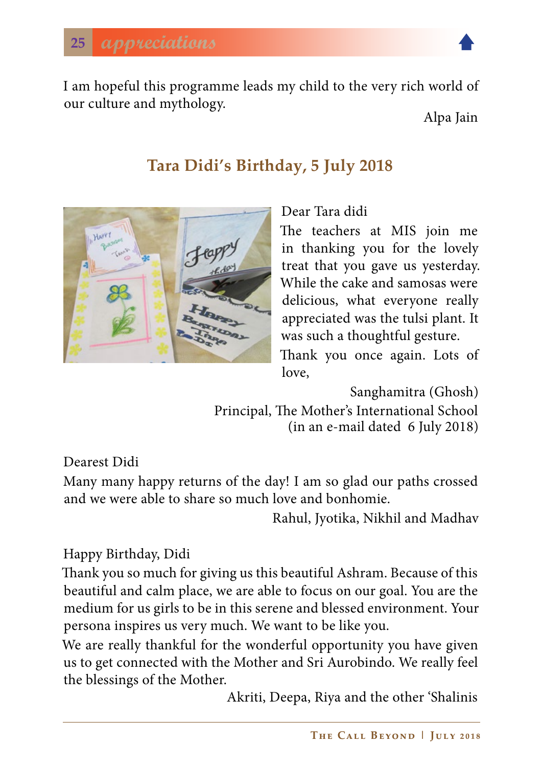I am hopeful this programme leads my child to the very rich world of our culture and mythology.

Alpa Jain

## Tara Didi's Birthday, 5 July 2018

Dear Tara didi

The teachers at MIS join me in thanking you for the lovely treat that you gave us yesterday. While the cake and samosas were delicious, what everyone really appreciated was the tulsi plant. It was such a thoughtful gesture.

Thank you once again. Lots of love,

Sanghamitra (Ghosh)
Principal, The Mother's International School
(in an e-mail dated 6 July 2018)

Dearest Didi

Many many happy returns of the day! I am so glad our paths crossed and we were able to share so much love and bonhomie.

Rahul, Jyotika, Nikhil and Madhav

Happy Birthday, Didi

Thank you so much for giving us this beautiful Ashram. Because of this beautiful and calm place, we are able to focus on our goal. You are the medium for us girls to be in this serene and blessed environment. Your persona inspires us very much. We want to be like you.

We are really thankful for the wonderful opportunity you have given us to get connected with the Mother and Sri Aurobindo. We really feel the blessings of the Mother.

Akriti, Deepa, Riya and the other 'Shalinis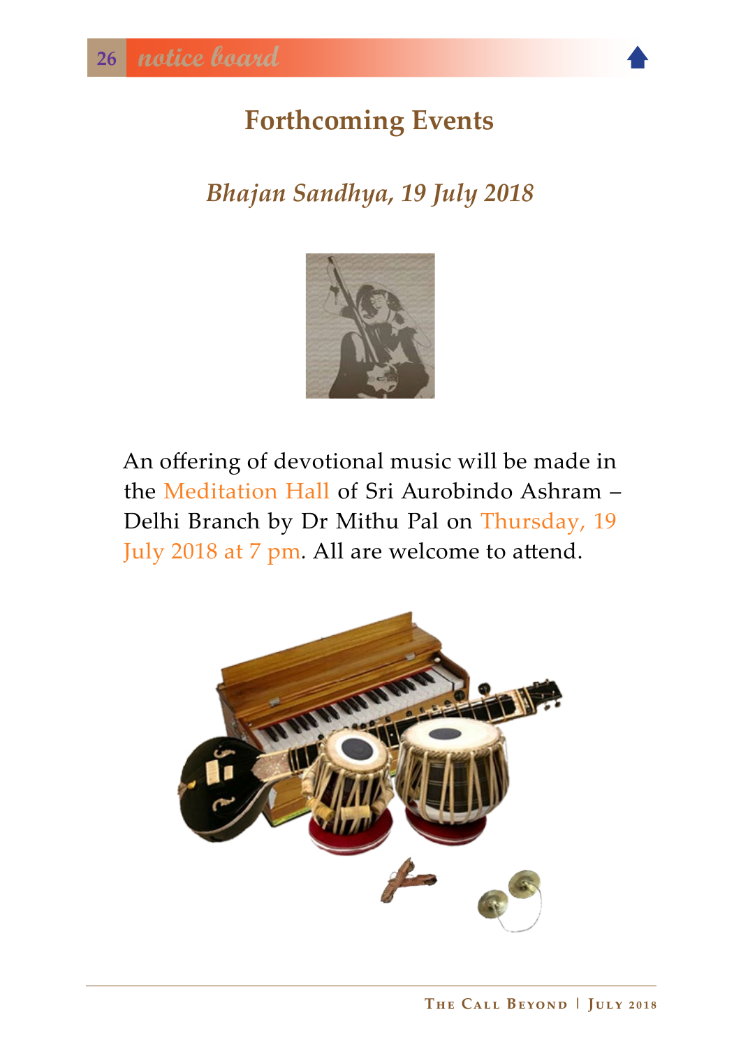# Forthcoming Events

## *Bhajan Sandhya, 19 July 2018*

An offering of devotional music will be made in the Meditation Hall of Sri Aurobindo Ashram – Delhi Branch by Dr Mithu Pal on Thursday, 19 July 2018 at 7 pm. All are welcome to attend.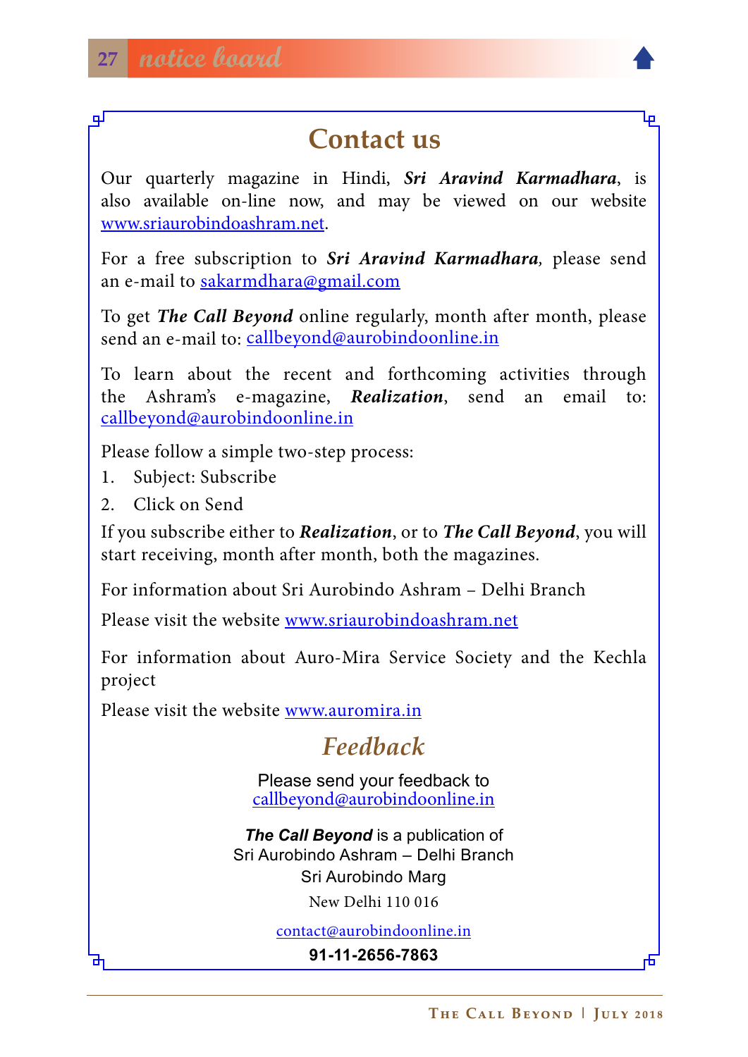## Contact us

Our quarterly magazine in Hindi, ***Sri Aravind Karmadhara***, is also available on-line now, and may be viewed on our website www.sriaurobindoashram.net.

For a free subscription to ***Sri Aravind Karmadhara****,* please send an e-mail to sakarmdhara@gmail.com

To get ***The Call Beyond*** online regularly, month after month, please send an e-mail to: callbeyond@aurobindoonline.in

To learn about the recent and forthcoming activities through the Ashram's e-magazine, ***Realization***, send an email to: callbeyond@aurobindoonline.in

Please follow a simple two-step process:

1. Subject: Subscribe
2. Click on Send

If you subscribe either to ***Realization***, or to ***The Call Beyond***, you will start receiving, month after month, both the magazines.

For information about Sri Aurobindo Ashram – Delhi Branch

Please visit the website www.sriaurobindoashram.net

For information about Auro-Mira Service Society and the Kechla project

Please visit the website www.auromira.in

## *Feedback*

Please send your feedback to
callbeyond@aurobindoonline.in

***The Call Beyond*** is a publication of
Sri Aurobindo Ashram – Delhi Branch
Sri Aurobindo Marg
New Delhi 110 016

contact@aurobindoonline.in

**91-11-2656-7863**